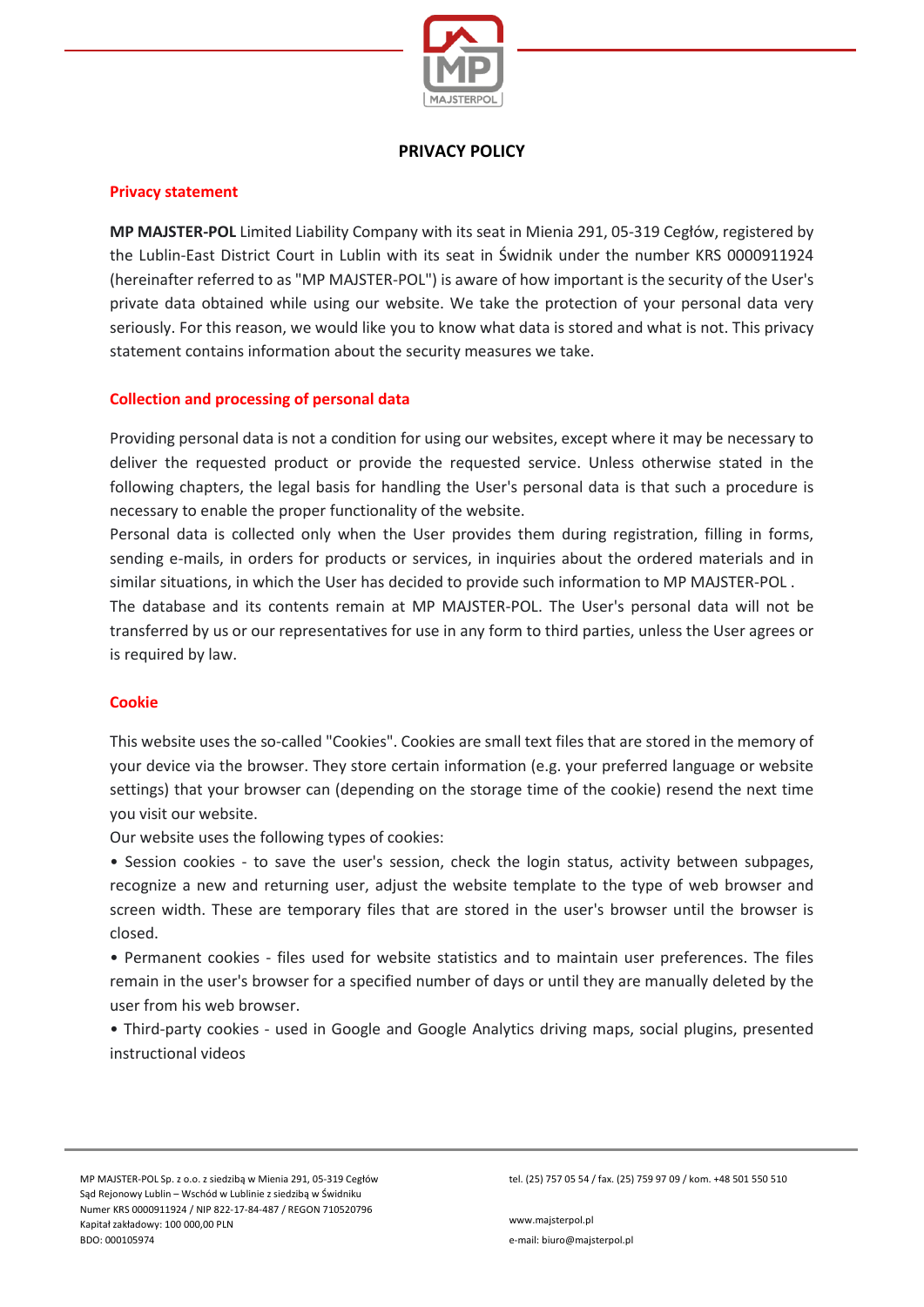# PRIVACY POLICY

## Privacy statement

**MP MAJSTER-POL** Limited Liability Company with its seat in Mienia 291, 05-319 Cegłów, registered by the Lublin-East District Court in Lublin with its seat in Świdnik under the number KRS 0000911924 (hereinafter referred to as "MP MAJSTER-POL") is aware of how important is the security of the User's private data obtained while using our website. We take the protection of your personal data very seriously. For this reason, we would like you to know what data is stored and what is not. This privacy statement contains information about the security measures we take.

## Collection and processing of personal data

Providing personal data is not a condition for using our websites, except where it may be necessary to deliver the requested product or provide the requested service. Unless otherwise stated in the following chapters, the legal basis for handling the User's personal data is that such a procedure is necessary to enable the proper functionality of the website.

Personal data is collected only when the User provides them during registration, filling in forms, sending e-mails, in orders for products or services, in inquiries about the ordered materials and in similar situations, in which the User has decided to provide such information to MP MAJSTER-POL .

The database and its contents remain at MP MAJSTER-POL. The User's personal data will not be transferred by us or our representatives for use in any form to third parties, unless the User agrees or is required by law.

## Cookie

This website uses the so-called "Cookies". Cookies are small text files that are stored in the memory of your device via the browser. They store certain information (e.g. your preferred language or website settings) that your browser can (depending on the storage time of the cookie) resend the next time you visit our website.

Our website uses the following types of cookies:

- Session cookies - to save the user's session, check the login status, activity between subpages, recognize a new and returning user, adjust the website template to the type of web browser and screen width. These are temporary files that are stored in the user's browser until the browser is closed.
- Permanent cookies - files used for website statistics and to maintain user preferences. The files remain in the user's browser for a specified number of days or until they are manually deleted by the user from his web browser.
- Third-party cookies - used in Google and Google Analytics driving maps, social plugins, presented instructional videos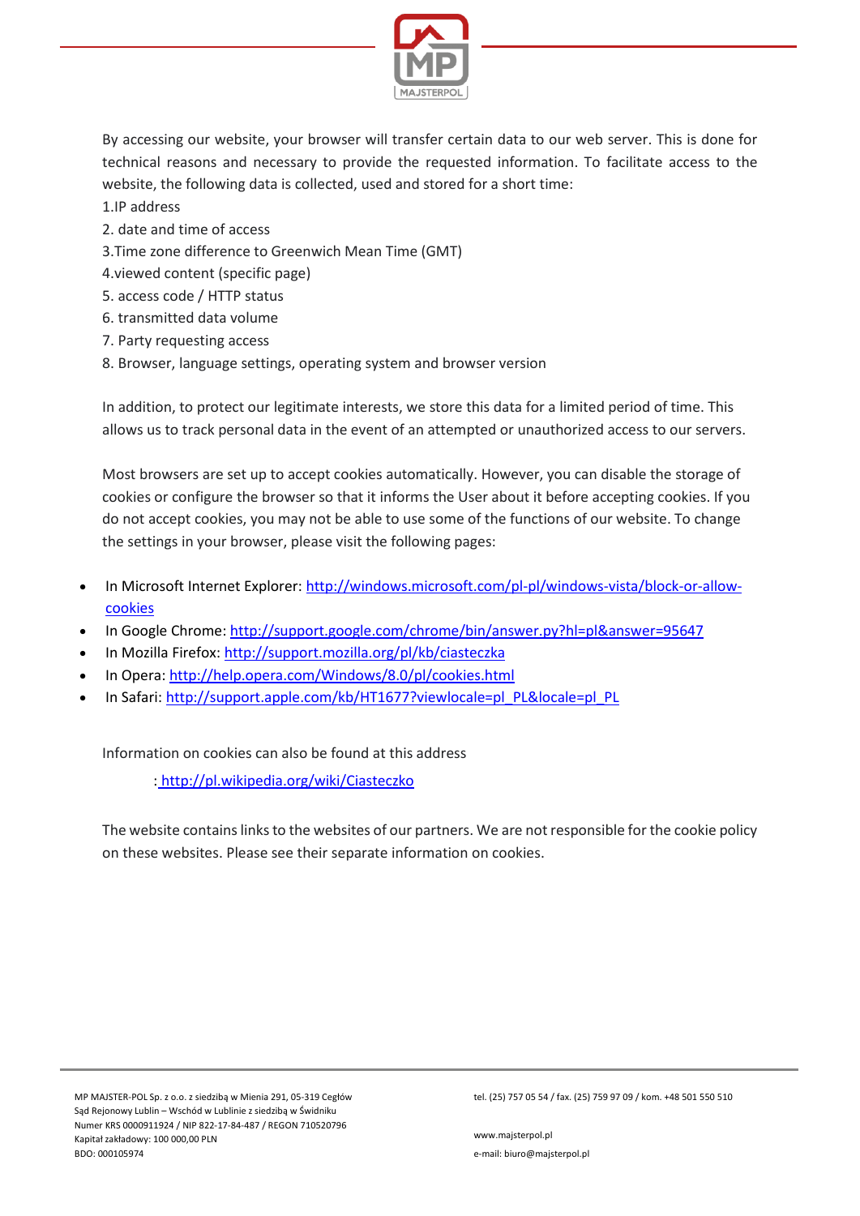By accessing our website, your browser will transfer certain data to our web server. This is done for technical reasons and necessary to provide the requested information. To facilitate access to the website, the following data is collected, used and stored for a short time:

1. IP address
2. date and time of access
3. Time zone difference to Greenwich Mean Time (GMT)
4. viewed content (specific page)
5. access code / HTTP status
6. transmitted data volume
7. Party requesting access
8. Browser, language settings, operating system and browser version

In addition, to protect our legitimate interests, we store this data for a limited period of time. This allows us to track personal data in the event of an attempted or unauthorized access to our servers.

Most browsers are set up to accept cookies automatically. However, you can disable the storage of cookies or configure the browser so that it informs the User about it before accepting cookies. If you do not accept cookies, you may not be able to use some of the functions of our website. To change the settings in your browser, please visit the following pages:

- In Microsoft Internet Explorer: http://windows.microsoft.com/pl-pl/windows-vista/block-or-allow-cookies
- In Google Chrome: http://support.google.com/chrome/bin/answer.py?hl=pl&answer=95647
- In Mozilla Firefox: http://support.mozilla.org/pl/kb/ciasteczka
- In Opera: http://help.opera.com/Windows/8.0/pl/cookies.html
- In Safari: http://support.apple.com/kb/HT1677?viewlocale=pl_PL&locale=pl_PL

Information on cookies can also be found at this address

: http://pl.wikipedia.org/wiki/Ciasteczko

The website contains links to the websites of our partners. We are not responsible for the cookie policy on these websites. Please see their separate information on cookies.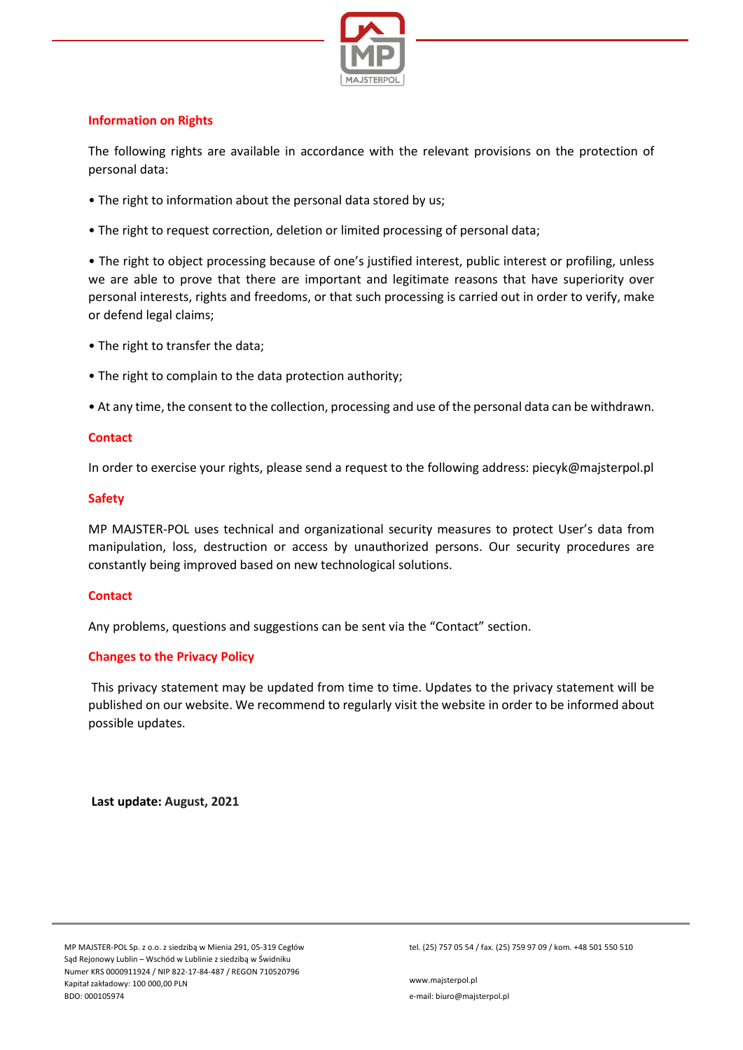## Information on Rights

The following rights are available in accordance with the relevant provisions on the protection of personal data:

• The right to information about the personal data stored by us;

• The right to request correction, deletion or limited processing of personal data;

• The right to object processing because of one's justified interest, public interest or profiling, unless we are able to prove that there are important and legitimate reasons that have superiority over personal interests, rights and freedoms, or that such processing is carried out in order to verify, make or defend legal claims;

• The right to transfer the data;

• The right to complain to the data protection authority;

• At any time, the consent to the collection, processing and use of the personal data can be withdrawn.

## Contact

In order to exercise your rights, please send a request to the following address: piecyk@majsterpol.pl

## Safety

MP MAJSTER-POL uses technical and organizational security measures to protect User's data from manipulation, loss, destruction or access by unauthorized persons. Our security procedures are constantly being improved based on new technological solutions.

## Contact

Any problems, questions and suggestions can be sent via the "Contact" section.

## Changes to the Privacy Policy

This privacy statement may be updated from time to time. Updates to the privacy statement will be published on our website. We recommend to regularly visit the website in order to be informed about possible updates.

**Last update: August, 2021**